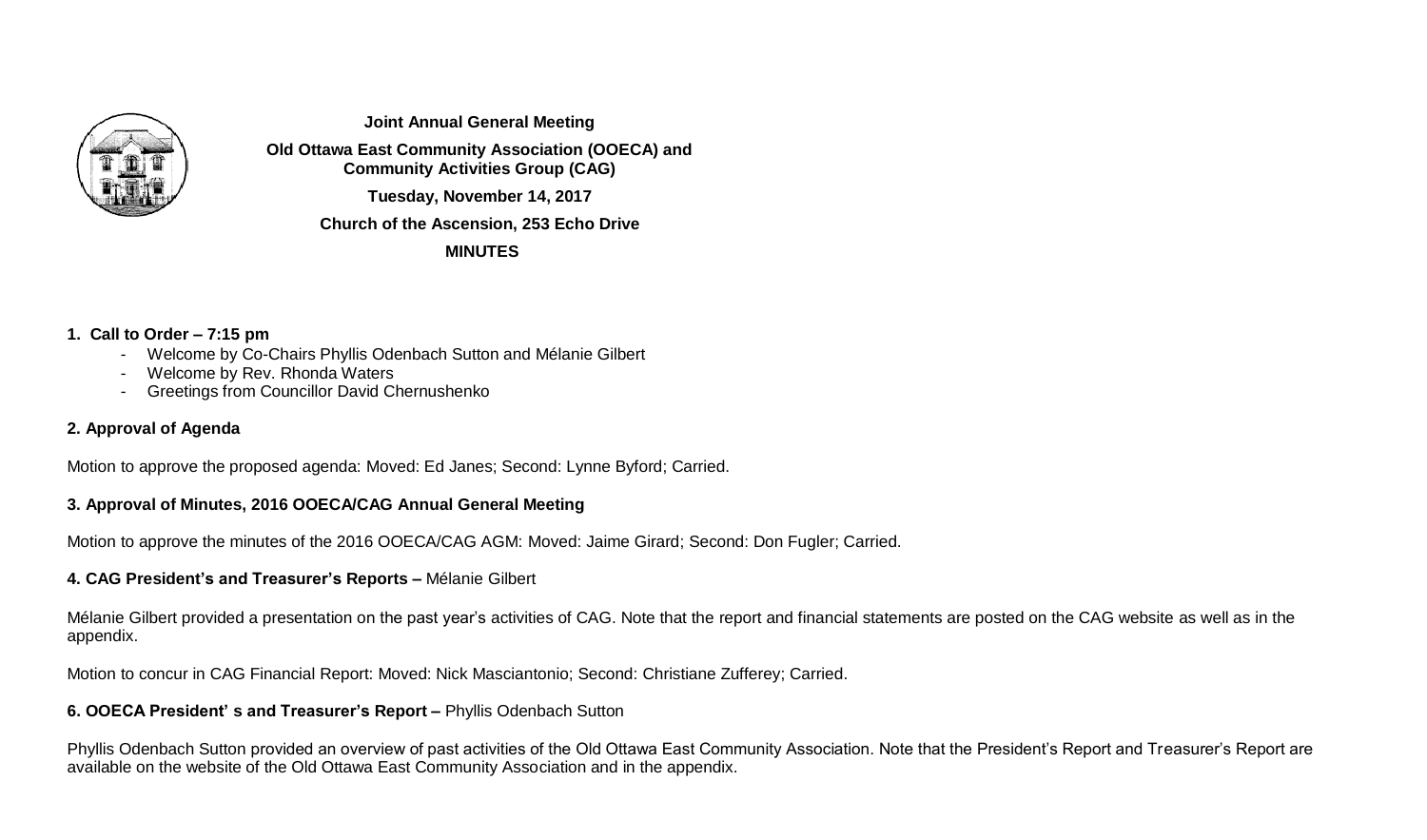**Joint Annual General Meeting**

**Old Ottawa East Community Association (OOECA) and Community Activities Group (CAG)**

**Tuesday, November 14, 2017**

**Church of the Ascension, 253 Echo Drive**

**MINUTES**

**1. Call to Order – 7:15 pm**

- Welcome by Co-Chairs Phyllis Odenbach Sutton and Mélanie Gilbert
- Welcome by Rev. Rhonda Waters
- Greetings from Councillor David Chernushenko

**2. Approval of Agenda**

Motion to approve the proposed agenda: Moved: Ed Janes; Second: Lynne Byford; Carried.

**3. Approval of Minutes, 2016 OOECA/CAG Annual General Meeting**

Motion to approve the minutes of the 2016 OOECA/CAG AGM: Moved: Jaime Girard; Second: Don Fugler; Carried.

**4. CAG President's and Treasurer's Reports –** Mélanie Gilbert

Mélanie Gilbert provided a presentation on the past year's activities of CAG. Note that the report and financial statements are posted on the CAG website as well as in the appendix.

Motion to concur in CAG Financial Report: Moved: Nick Masciantonio; Second: Christiane Zufferey; Carried.

**6. OOECA President' s and Treasurer's Report –** Phyllis Odenbach Sutton

Phyllis Odenbach Sutton provided an overview of past activities of the Old Ottawa East Community Association. Note that the President's Report and Treasurer's Report are available on the website of the Old Ottawa East Community Association and in the appendix.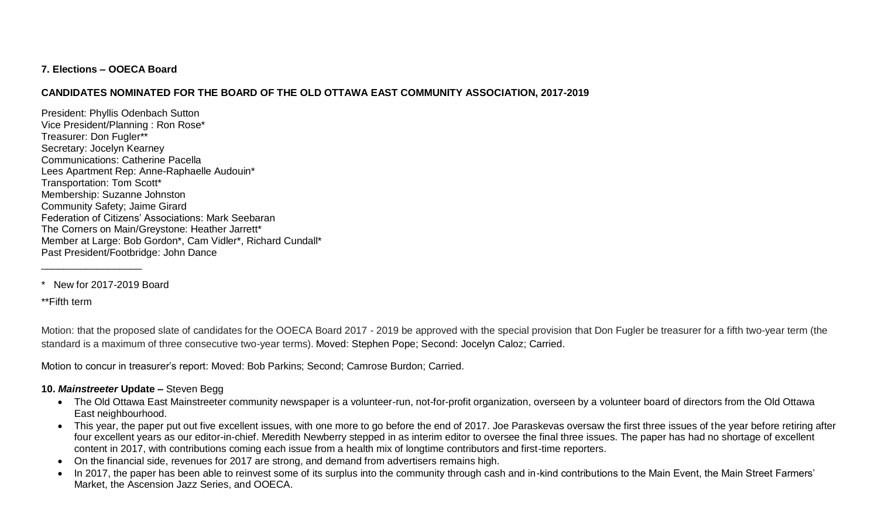**7. Elections – OOECA Board**

**CANDIDATES NOMINATED FOR THE BOARD OF THE OLD OTTAWA EAST COMMUNITY ASSOCIATION, 2017-2019**

President: Phyllis Odenbach Sutton
Vice President/Planning : Ron Rose*
Treasurer: Don Fugler**
Secretary: Jocelyn Kearney
Communications: Catherine Pacella
Lees Apartment Rep: Anne-Raphaelle Audouin*
Transportation: Tom Scott*
Membership: Suzanne Johnston
Community Safety; Jaime Girard
Federation of Citizens' Associations: Mark Seebaran
The Corners on Main/Greystone: Heather Jarrett*
Member at Large: Bob Gordon*, Cam Vidler*, Richard Cundall*
Past President/Footbridge: John Dance

\_\_\_\_\_\_\_\_\_\_\_\_\_\_\_\_\_\_

\* New for 2017-2019 Board

\*\*Fifth term

Motion: that the proposed slate of candidates for the OOECA Board 2017 - 2019 be approved with the special provision that Don Fugler be treasurer for a fifth two-year term (the standard is a maximum of three consecutive two-year terms). Moved: Stephen Pope; Second: Jocelyn Caloz; Carried.

Motion to concur in treasurer's report: Moved: Bob Parkins; Second; Camrose Burdon; Carried.

**10. *Mainstreeter* Update –** Steven Begg

- The Old Ottawa East Mainstreeter community newspaper is a volunteer-run, not-for-profit organization, overseen by a volunteer board of directors from the Old Ottawa East neighbourhood.
- This year, the paper put out five excellent issues, with one more to go before the end of 2017. Joe Paraskevas oversaw the first three issues of the year before retiring after four excellent years as our editor-in-chief. Meredith Newberry stepped in as interim editor to oversee the final three issues. The paper has had no shortage of excellent content in 2017, with contributions coming each issue from a health mix of longtime contributors and first-time reporters.
- On the financial side, revenues for 2017 are strong, and demand from advertisers remains high.
- In 2017, the paper has been able to reinvest some of its surplus into the community through cash and in-kind contributions to the Main Event, the Main Street Farmers' Market, the Ascension Jazz Series, and OOECA.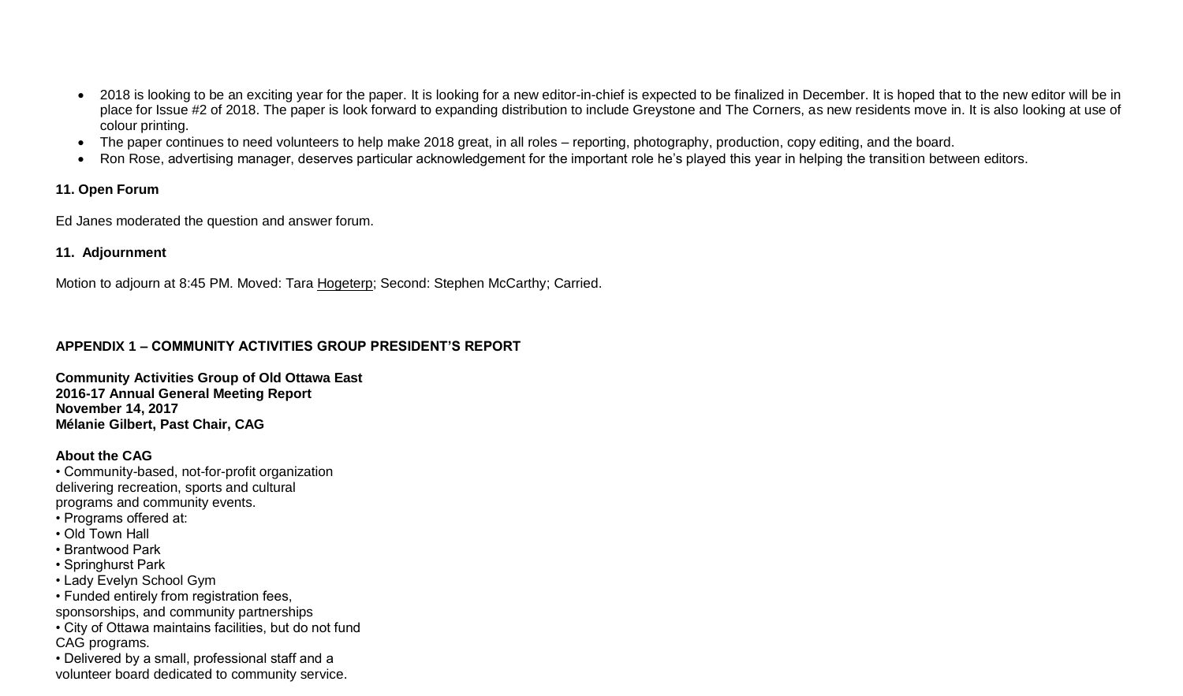- 2018 is looking to be an exciting year for the paper. It is looking for a new editor-in-chief is expected to be finalized in December. It is hoped that to the new editor will be in place for Issue #2 of 2018. The paper is look forward to expanding distribution to include Greystone and The Corners, as new residents move in. It is also looking at use of colour printing.
- The paper continues to need volunteers to help make 2018 great, in all roles – reporting, photography, production, copy editing, and the board.
- Ron Rose, advertising manager, deserves particular acknowledgement for the important role he's played this year in helping the transition between editors.

**11. Open Forum**

Ed Janes moderated the question and answer forum.

**11. Adjournment**

Motion to adjourn at 8:45 PM. Moved: Tara Hogeterp; Second: Stephen McCarthy; Carried.

**APPENDIX 1 – COMMUNITY ACTIVITIES GROUP PRESIDENT'S REPORT**

**Community Activities Group of Old Ottawa East**
**2016-17 Annual General Meeting Report**
**November 14, 2017**
**Mélanie Gilbert, Past Chair, CAG**

**About the CAG**

- Community-based, not-for-profit organization delivering recreation, sports and cultural programs and community events.
- Programs offered at:
- Old Town Hall
- Brantwood Park
- Springhurst Park
- Lady Evelyn School Gym
- Funded entirely from registration fees, sponsorships, and community partnerships
- City of Ottawa maintains facilities, but do not fund CAG programs.
- Delivered by a small, professional staff and a volunteer board dedicated to community service.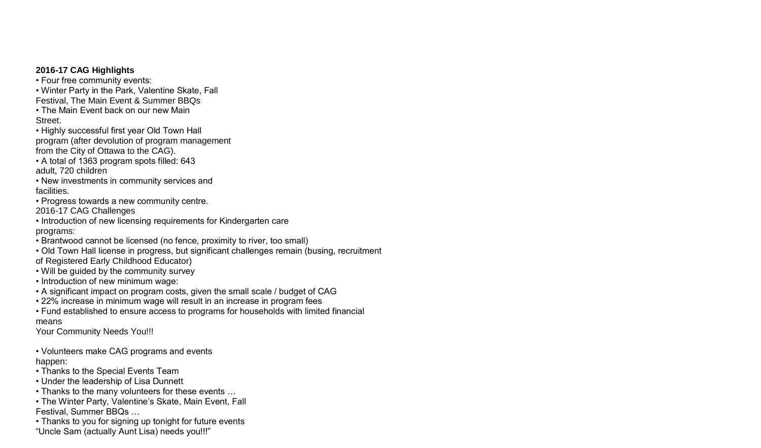**2016-17 CAG Highlights**

- Four free community events:
- Winter Party in the Park, Valentine Skate, Fall Festival, The Main Event & Summer BBQs
- The Main Event back on our new Main Street.
- Highly successful first year Old Town Hall program (after devolution of program management from the City of Ottawa to the CAG).
- A total of 1363 program spots filled: 643 adult, 720 children
- New investments in community services and facilities.
- Progress towards a new community centre.

2016-17 CAG Challenges

- Introduction of new licensing requirements for Kindergarten care programs:
- Brantwood cannot be licensed (no fence, proximity to river, too small)
- Old Town Hall license in progress, but significant challenges remain (busing, recruitment of Registered Early Childhood Educator)
- Will be guided by the community survey
- Introduction of new minimum wage:
- A significant impact on program costs, given the small scale / budget of CAG
- 22% increase in minimum wage will result in an increase in program fees
- Fund established to ensure access to programs for households with limited financial means

Your Community Needs You!!!

- Volunteers make CAG programs and events happen:
- Thanks to the Special Events Team
- Under the leadership of Lisa Dunnett
- Thanks to the many volunteers for these events …
- The Winter Party, Valentine's Skate, Main Event, Fall Festival, Summer BBQs …
- Thanks to you for signing up tonight for future events

"Uncle Sam (actually Aunt Lisa) needs you!!!"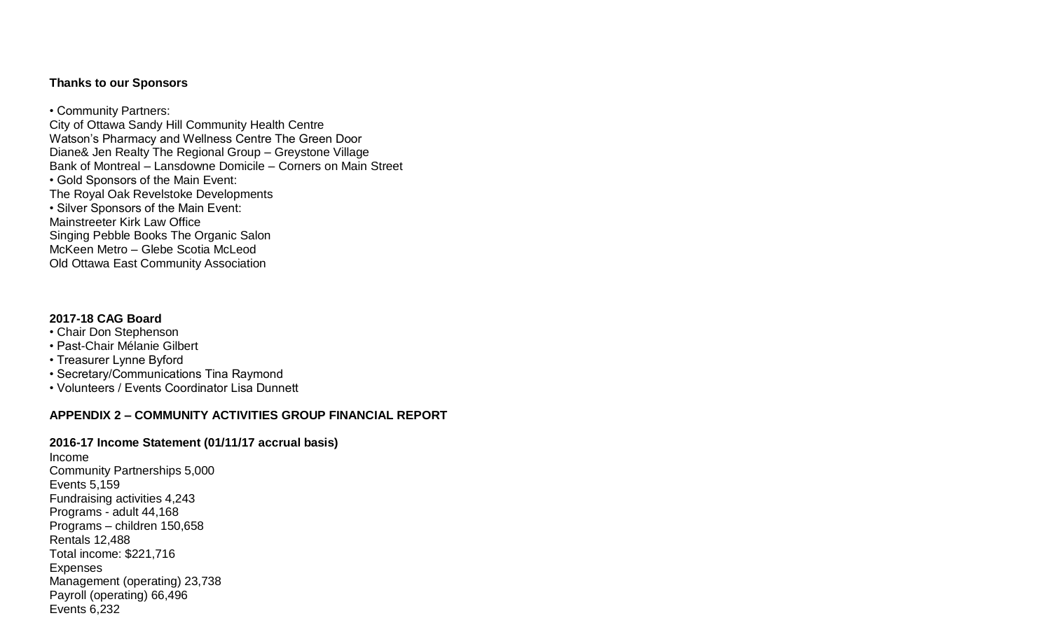**Thanks to our Sponsors**

• Community Partners:
City of Ottawa Sandy Hill Community Health Centre
Watson's Pharmacy and Wellness Centre The Green Door
Diane& Jen Realty The Regional Group – Greystone Village
Bank of Montreal – Lansdowne Domicile – Corners on Main Street
• Gold Sponsors of the Main Event:
The Royal Oak Revelstoke Developments
• Silver Sponsors of the Main Event:
Mainstreeter Kirk Law Office
Singing Pebble Books The Organic Salon
McKeen Metro – Glebe Scotia McLeod
Old Ottawa East Community Association

**2017-18 CAG Board**

• Chair Don Stephenson
• Past-Chair Mélanie Gilbert
• Treasurer Lynne Byford
• Secretary/Communications Tina Raymond
• Volunteers / Events Coordinator Lisa Dunnett

**APPENDIX 2 – COMMUNITY ACTIVITIES GROUP FINANCIAL REPORT**

**2016-17 Income Statement (01/11/17 accrual basis)**

Income
Community Partnerships 5,000
Events 5,159
Fundraising activities 4,243
Programs - adult 44,168
Programs – children 150,658
Rentals 12,488
Total income: $221,716
Expenses
Management (operating) 23,738
Payroll (operating) 66,496
Events 6,232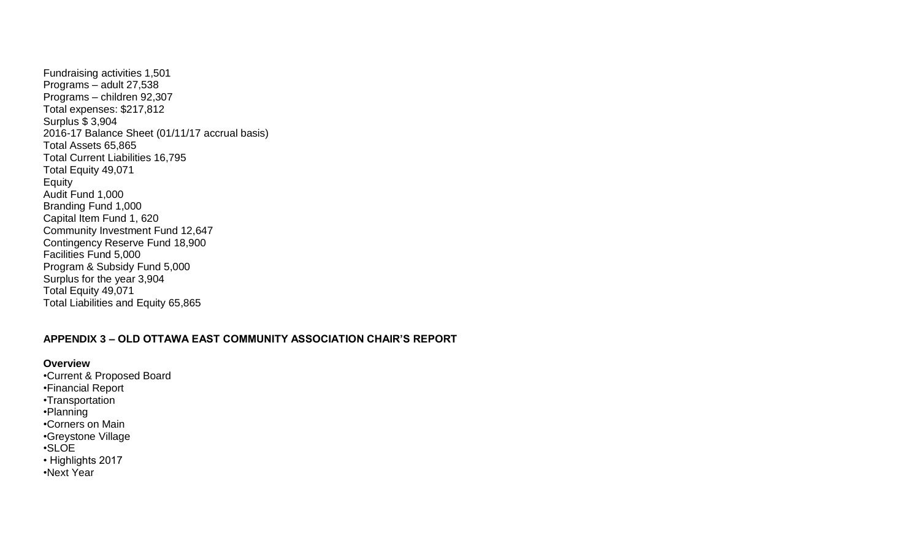Fundraising activities 1,501
Programs – adult 27,538
Programs – children 92,307
Total expenses: $217,812
Surplus $ 3,904
2016-17 Balance Sheet (01/11/17 accrual basis)
Total Assets 65,865
Total Current Liabilities 16,795
Total Equity 49,071
Equity
Audit Fund 1,000
Branding Fund 1,000
Capital Item Fund 1, 620
Community Investment Fund 12,647
Contingency Reserve Fund 18,900
Facilities Fund 5,000
Program & Subsidy Fund 5,000
Surplus for the year 3,904
Total Equity 49,071
Total Liabilities and Equity 65,865

**APPENDIX 3 – OLD OTTAWA EAST COMMUNITY ASSOCIATION CHAIR'S REPORT**

**Overview**

- Current & Proposed Board
- Financial Report
- Transportation
- Planning
- Corners on Main
- Greystone Village
- SLOE
- Highlights 2017
- Next Year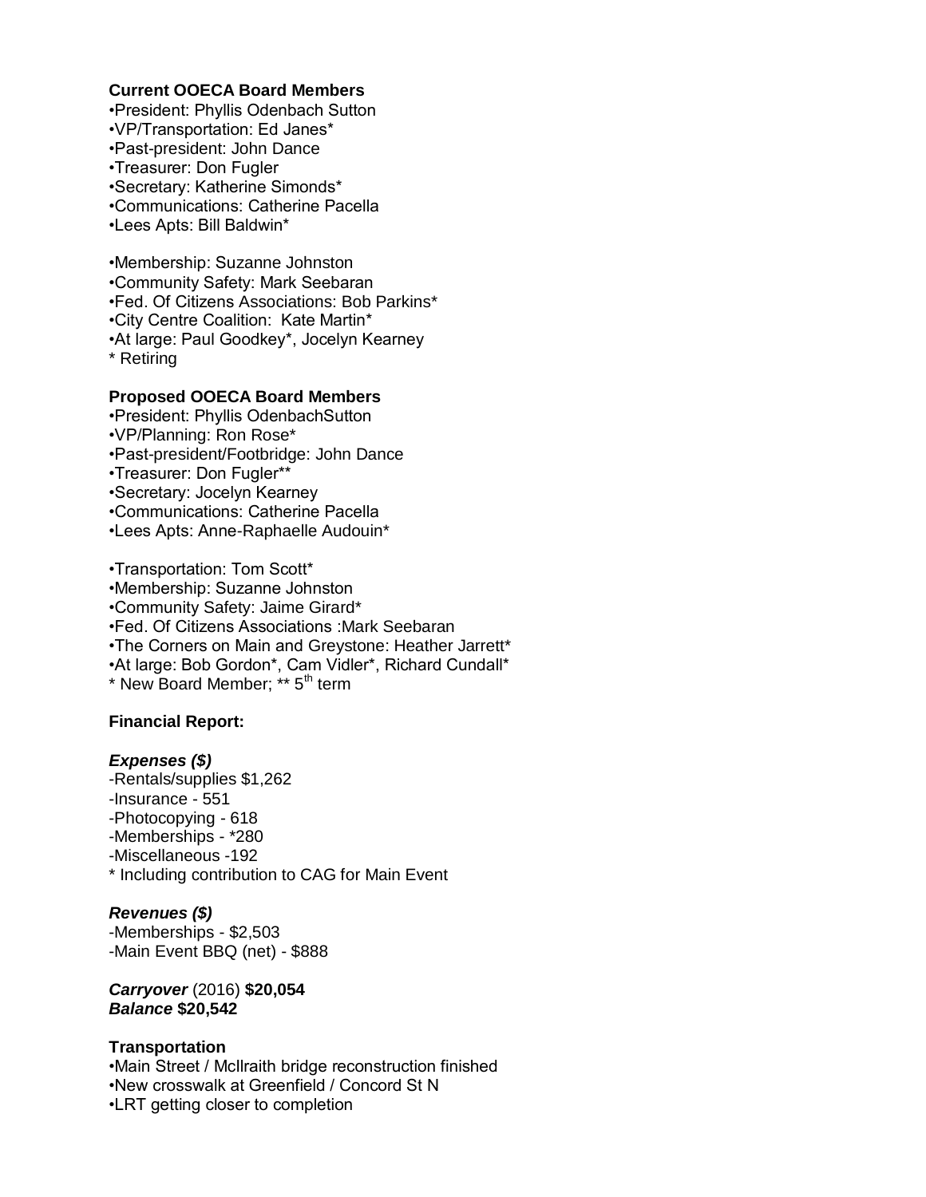**Current OOECA Board Members**

•President: Phyllis Odenbach Sutton
•VP/Transportation: Ed Janes*
•Past-president: John Dance
•Treasurer: Don Fugler
•Secretary: Katherine Simonds*
•Communications: Catherine Pacella
•Lees Apts: Bill Baldwin*

•Membership: Suzanne Johnston
•Community Safety: Mark Seebaran
•Fed. Of Citizens Associations: Bob Parkins*
•City Centre Coalition: Kate Martin*
•At large: Paul Goodkey*, Jocelyn Kearney
* Retiring

**Proposed OOECA Board Members**

•President: Phyllis OdenbachSutton
•VP/Planning: Ron Rose*
•Past-president/Footbridge: John Dance
•Treasurer: Don Fugler**
•Secretary: Jocelyn Kearney
•Communications: Catherine Pacella
•Lees Apts: Anne-Raphaelle Audouin*

•Transportation: Tom Scott*
•Membership: Suzanne Johnston
•Community Safety: Jaime Girard*
•Fed. Of Citizens Associations :Mark Seebaran
•The Corners on Main and Greystone: Heather Jarrett*
•At large: Bob Gordon*, Cam Vidler*, Richard Cundall*
* New Board Member; ** 5th term

**Financial Report:**

***Expenses ($)***

-Rentals/supplies $1,262
-Insurance - 551
-Photocopying - 618
-Memberships - *280
-Miscellaneous -192
* Including contribution to CAG for Main Event

***Revenues ($)***

-Memberships - $2,503
-Main Event BBQ (net) - $888

***Carryover*** (2016) **$20,054**
***Balance* $20,542**

**Transportation**

•Main Street / McIlraith bridge reconstruction finished
•New crosswalk at Greenfield / Concord St N
•LRT getting closer to completion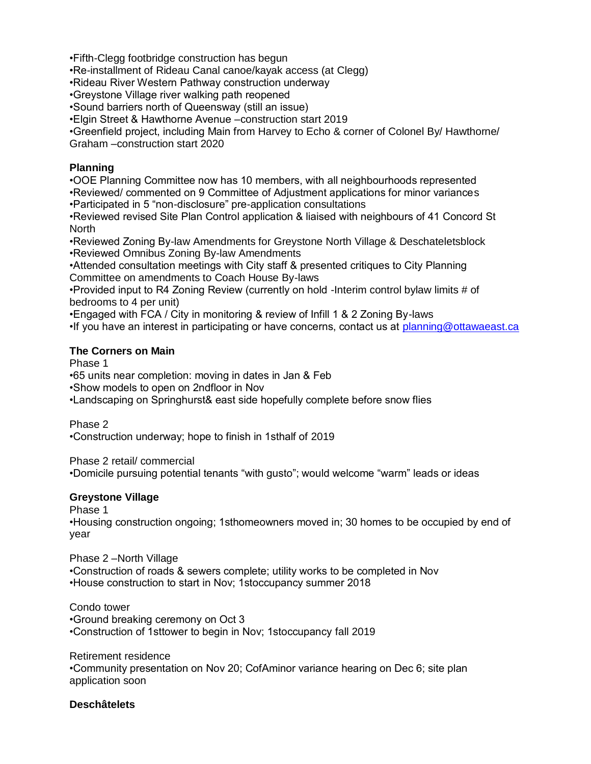•Fifth-Clegg footbridge construction has begun
•Re-installment of Rideau Canal canoe/kayak access (at Clegg)
•Rideau River Western Pathway construction underway
•Greystone Village river walking path reopened
•Sound barriers north of Queensway (still an issue)
•Elgin Street & Hawthorne Avenue –construction start 2019
•Greenfield project, including Main from Harvey to Echo & corner of Colonel By/ Hawthorne/ Graham –construction start 2020

**Planning**

•OOE Planning Committee now has 10 members, with all neighbourhoods represented
•Reviewed/ commented on 9 Committee of Adjustment applications for minor variances
•Participated in 5 "non-disclosure" pre-application consultations
•Reviewed revised Site Plan Control application & liaised with neighbours of 41 Concord St North
•Reviewed Zoning By-law Amendments for Greystone North Village & Deschateletsblock
•Reviewed Omnibus Zoning By-law Amendments
•Attended consultation meetings with City staff & presented critiques to City Planning Committee on amendments to Coach House By-laws
•Provided input to R4 Zoning Review (currently on hold -Interim control bylaw limits # of bedrooms to 4 per unit)
•Engaged with FCA / City in monitoring & review of Infill 1 & 2 Zoning By-laws
•If you have an interest in participating or have concerns, contact us at planning@ottawaeast.ca

**The Corners on Main**

Phase 1
•65 units near completion: moving in dates in Jan & Feb
•Show models to open on 2ndfloor in Nov
•Landscaping on Springhurst& east side hopefully complete before snow flies

Phase 2
•Construction underway; hope to finish in 1sthalf of 2019

Phase 2 retail/ commercial
•Domicile pursuing potential tenants "with gusto"; would welcome "warm" leads or ideas

**Greystone Village**

Phase 1
•Housing construction ongoing; 1sthomeowners moved in; 30 homes to be occupied by end of year

Phase 2 –North Village
•Construction of roads & sewers complete; utility works to be completed in Nov
•House construction to start in Nov; 1stoccupancy summer 2018

Condo tower
•Ground breaking ceremony on Oct 3
•Construction of 1sttower to begin in Nov; 1stoccupancy fall 2019

Retirement residence
•Community presentation on Nov 20; CofAminor variance hearing on Dec 6; site plan application soon

**Deschâtelets**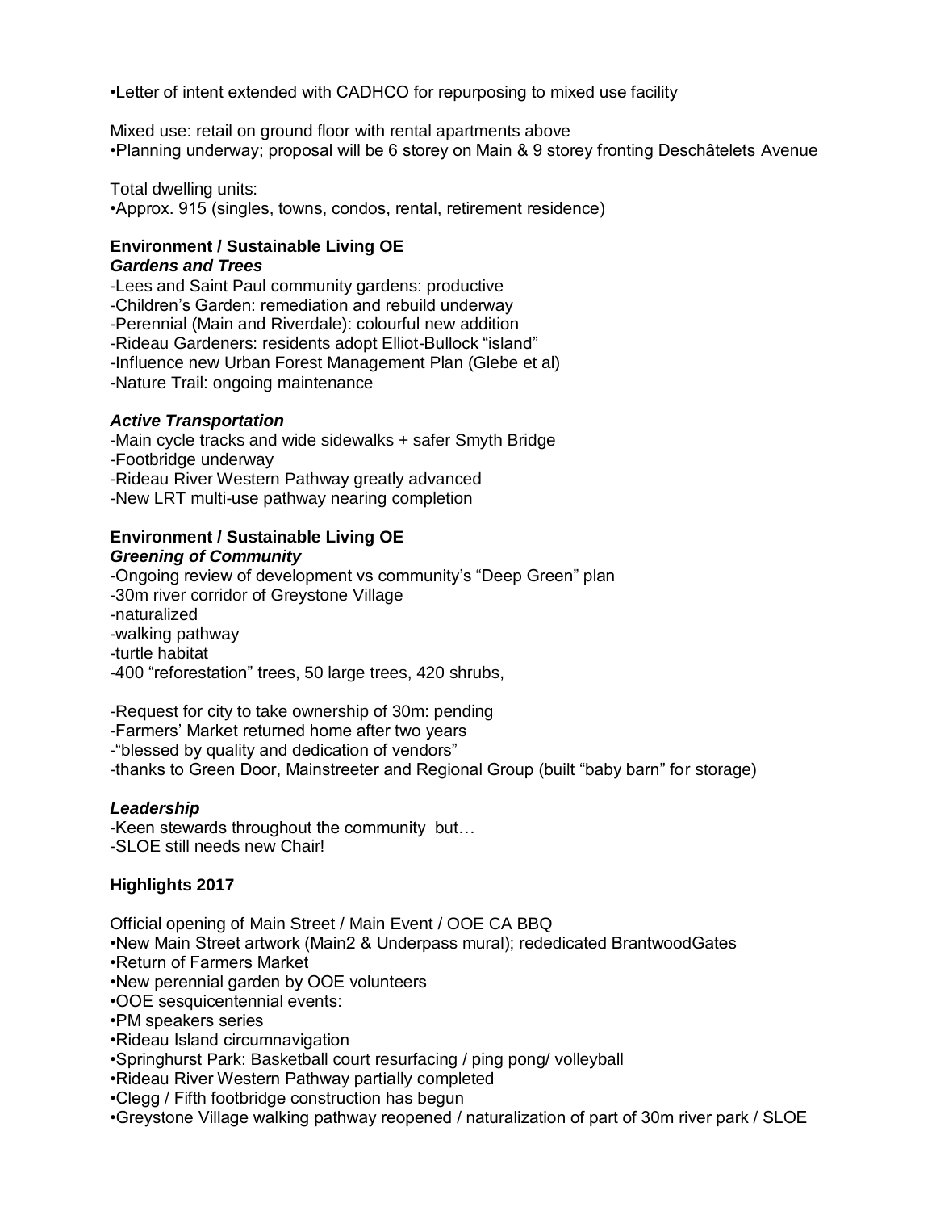•Letter of intent extended with CADHCO for repurposing to mixed use facility

Mixed use: retail on ground floor with rental apartments above
•Planning underway; proposal will be 6 storey on Main & 9 storey fronting Deschâtelets Avenue

Total dwelling units:
•Approx. 915 (singles, towns, condos, rental, retirement residence)

**Environment / Sustainable Living OE**
***Gardens and Trees***

-Lees and Saint Paul community gardens: productive
-Children's Garden: remediation and rebuild underway
-Perennial (Main and Riverdale): colourful new addition
-Rideau Gardeners: residents adopt Elliot-Bullock "island"
-Influence new Urban Forest Management Plan (Glebe et al)
-Nature Trail: ongoing maintenance

***Active Transportation***

-Main cycle tracks and wide sidewalks + safer Smyth Bridge
-Footbridge underway
-Rideau River Western Pathway greatly advanced
-New LRT multi-use pathway nearing completion

**Environment / Sustainable Living OE**
***Greening of Community***

-Ongoing review of development vs community's "Deep Green" plan
-30m river corridor of Greystone Village
-naturalized
-walking pathway
-turtle habitat
-400 "reforestation" trees, 50 large trees, 420 shrubs,

-Request for city to take ownership of 30m: pending
-Farmers' Market returned home after two years
-"blessed by quality and dedication of vendors"
-thanks to Green Door, Mainstreeter and Regional Group (built "baby barn" for storage)

***Leadership***

-Keen stewards throughout the community but…
-SLOE still needs new Chair!

**Highlights 2017**

Official opening of Main Street / Main Event / OOE CA BBQ
•New Main Street artwork (Main2 & Underpass mural); rededicated BrantwoodGates
•Return of Farmers Market
•New perennial garden by OOE volunteers
•OOE sesquicentennial events:
•PM speakers series
•Rideau Island circumnavigation
•Springhurst Park: Basketball court resurfacing / ping pong/ volleyball
•Rideau River Western Pathway partially completed
•Clegg / Fifth footbridge construction has begun
•Greystone Village walking pathway reopened / naturalization of part of 30m river park / SLOE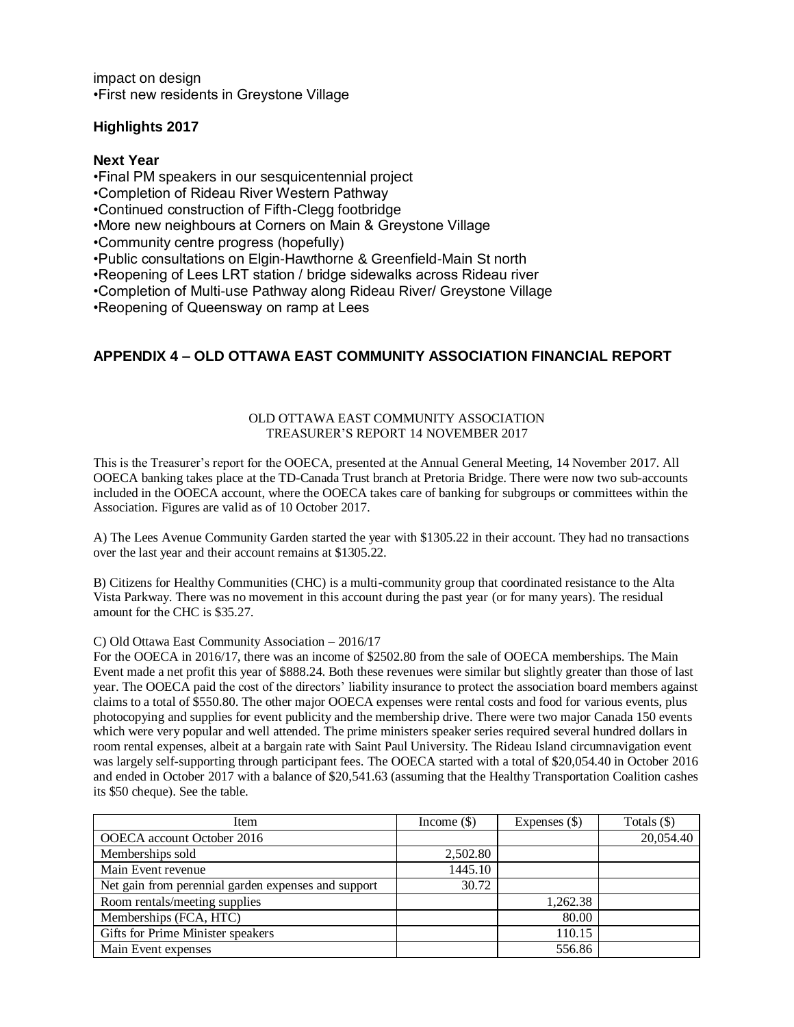impact on design
•First new residents in Greystone Village

### Highlights 2017

### Next Year

•Final PM speakers in our sesquicentennial project
•Completion of Rideau River Western Pathway
•Continued construction of Fifth-Clegg footbridge
•More new neighbours at Corners on Main & Greystone Village
•Community centre progress (hopefully)
•Public consultations on Elgin-Hawthorne & Greenfield-Main St north
•Reopening of Lees LRT station / bridge sidewalks across Rideau river
•Completion of Multi-use Pathway along Rideau River/ Greystone Village
•Reopening of Queensway on ramp at Lees

## APPENDIX 4 – OLD OTTAWA EAST COMMUNITY ASSOCIATION FINANCIAL REPORT

OLD OTTAWA EAST COMMUNITY ASSOCIATION
TREASURER'S REPORT 14 NOVEMBER 2017

This is the Treasurer's report for the OOECA, presented at the Annual General Meeting, 14 November 2017. All OOECA banking takes place at the TD-Canada Trust branch at Pretoria Bridge. There were now two sub-accounts included in the OOECA account, where the OOECA takes care of banking for subgroups or committees within the Association. Figures are valid as of 10 October 2017.

A) The Lees Avenue Community Garden started the year with $1305.22 in their account. They had no transactions over the last year and their account remains at $1305.22.

B) Citizens for Healthy Communities (CHC) is a multi-community group that coordinated resistance to the Alta Vista Parkway. There was no movement in this account during the past year (or for many years). The residual amount for the CHC is $35.27.

C) Old Ottawa East Community Association – 2016/17
For the OOECA in 2016/17, there was an income of $2502.80 from the sale of OOECA memberships. The Main Event made a net profit this year of $888.24. Both these revenues were similar but slightly greater than those of last year. The OOECA paid the cost of the directors' liability insurance to protect the association board members against claims to a total of $550.80. The other major OOECA expenses were rental costs and food for various events, plus photocopying and supplies for event publicity and the membership drive. There were two major Canada 150 events which were very popular and well attended. The prime ministers speaker series required several hundred dollars in room rental expenses, albeit at a bargain rate with Saint Paul University. The Rideau Island circumnavigation event was largely self-supporting through participant fees. The OOECA started with a total of $20,054.40 in October 2016 and ended in October 2017 with a balance of $20,541.63 (assuming that the Healthy Transportation Coalition cashes its $50 cheque). See the table.

| Item | Income ($) | Expenses ($) | Totals ($) |
|---|---|---|---|
| OOECA account October 2016 | | | 20,054.40 |
| Memberships sold | 2,502.80 | | |
| Main Event revenue | 1445.10 | | |
| Net gain from perennial garden expenses and support | 30.72 | | |
| Room rentals/meeting supplies | | 1,262.38 | |
| Memberships (FCA, HTC) | | 80.00 | |
| Gifts for Prime Minister speakers | | 110.15 | |
| Main Event expenses | | 556.86 | |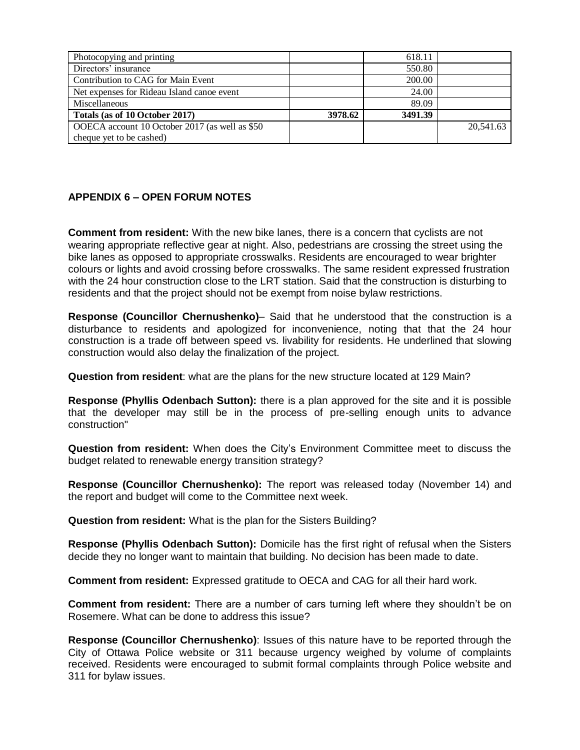| | | | |
|---|---|---|---|
| Photocopying and printing | | 618.11 | |
| Directors' insurance | | 550.80 | |
| Contribution to CAG for Main Event | | 200.00 | |
| Net expenses for Rideau Island canoe event | | 24.00 | |
| Miscellaneous | | 89.09 | |
| **Totals (as of 10 October 2017)** | **3978.62** | **3491.39** | |
| OOECA account 10 October 2017 (as well as $50 cheque yet to be cashed) | | | 20,541.63 |

## APPENDIX 6 – OPEN FORUM NOTES

**Comment from resident:** With the new bike lanes, there is a concern that cyclists are not wearing appropriate reflective gear at night. Also, pedestrians are crossing the street using the bike lanes as opposed to appropriate crosswalks. Residents are encouraged to wear brighter colours or lights and avoid crossing before crosswalks. The same resident expressed frustration with the 24 hour construction close to the LRT station. Said that the construction is disturbing to residents and that the project should not be exempt from noise bylaw restrictions.

**Response (Councillor Chernushenko)**– Said that he understood that the construction is a disturbance to residents and apologized for inconvenience, noting that that the 24 hour construction is a trade off between speed vs. livability for residents. He underlined that slowing construction would also delay the finalization of the project.

**Question from resident**: what are the plans for the new structure located at 129 Main?

**Response (Phyllis Odenbach Sutton):** there is a plan approved for the site and it is possible that the developer may still be in the process of pre-selling enough units to advance construction"

**Question from resident:** When does the City's Environment Committee meet to discuss the budget related to renewable energy transition strategy?

**Response (Councillor Chernushenko):** The report was released today (November 14) and the report and budget will come to the Committee next week.

**Question from resident:** What is the plan for the Sisters Building?

**Response (Phyllis Odenbach Sutton):** Domicile has the first right of refusal when the Sisters decide they no longer want to maintain that building. No decision has been made to date.

**Comment from resident:** Expressed gratitude to OECA and CAG for all their hard work.

**Comment from resident:** There are a number of cars turning left where they shouldn't be on Rosemere. What can be done to address this issue?

**Response (Councillor Chernushenko)**: Issues of this nature have to be reported through the City of Ottawa Police website or 311 because urgency weighed by volume of complaints received. Residents were encouraged to submit formal complaints through Police website and 311 for bylaw issues.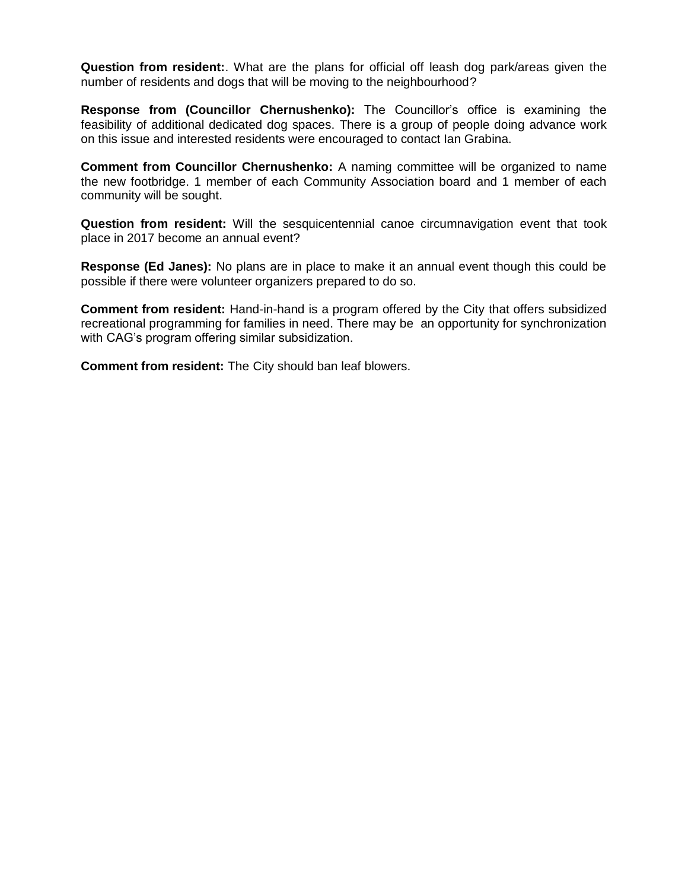**Question from resident:**. What are the plans for official off leash dog park/areas given the number of residents and dogs that will be moving to the neighbourhood?

**Response from (Councillor Chernushenko):** The Councillor's office is examining the feasibility of additional dedicated dog spaces. There is a group of people doing advance work on this issue and interested residents were encouraged to contact Ian Grabina.

**Comment from Councillor Chernushenko:** A naming committee will be organized to name the new footbridge. 1 member of each Community Association board and 1 member of each community will be sought.

**Question from resident:** Will the sesquicentennial canoe circumnavigation event that took place in 2017 become an annual event?

**Response (Ed Janes):** No plans are in place to make it an annual event though this could be possible if there were volunteer organizers prepared to do so.

**Comment from resident:** Hand-in-hand is a program offered by the City that offers subsidized recreational programming for families in need. There may be an opportunity for synchronization with CAG's program offering similar subsidization.

**Comment from resident:** The City should ban leaf blowers.